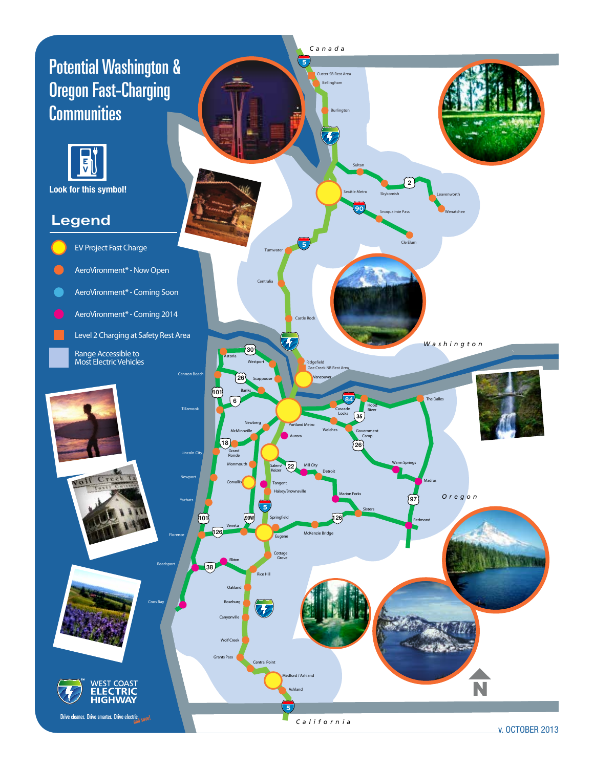# Potential Washington & Oregon Fast-Charging Communities

Look for this symbol!

## Legend

- EV Project Fast Charge
- AeroVironment* - Now Open
- AeroVironment* - Coming Soon
- AeroVironment* - Coming 2014
- Level 2 Charging at Safety Rest Area
- Range Accessible to Most Electric Vehicles

Canada

Custer SB Rest Area
Bellingham
Burlington
Sultan
Seattle Metro
Skykomish
Leavenworth
Wenatchee
Snoqualmie Pass
Cle Elum
Tumwater
Centralia
Castle Rock
Washington
Ridgefield
Gee Creek NB Rest Area
Vancouver
Astoria
Westport
Cannon Beach
Scappoose
Banks
Tillamook
Portland Metro
Cascade Locks
Hood River
The Dalles
Newberg
McMinnville
Aurora
Welches
Government Camp
Grand Ronde
Lincoln City
Monmouth
Salem/Keizer
Mill City
Detroit
Newport
Corvallis
Tangent
Halsey/Brownsville
Marion Forks
Warm Springs
Madras
Oregon
Yachats
Springfield
Sisters
Redmond
Veneta
Florence
Eugene
McKenzie Bridge
Cottage Grove
Elkton
Reedsport
Rice Hill
Oakland
Roseburg
Coos Bay
Canyonville
Wolf Creek
Grants Pass
Central Point
Medford / Ashland
Ashland
California

WEST COAST ELECTRIC HIGHWAY

Drive cleaner. Drive smarter. Drive electric and save!

v. OCTOBER 2013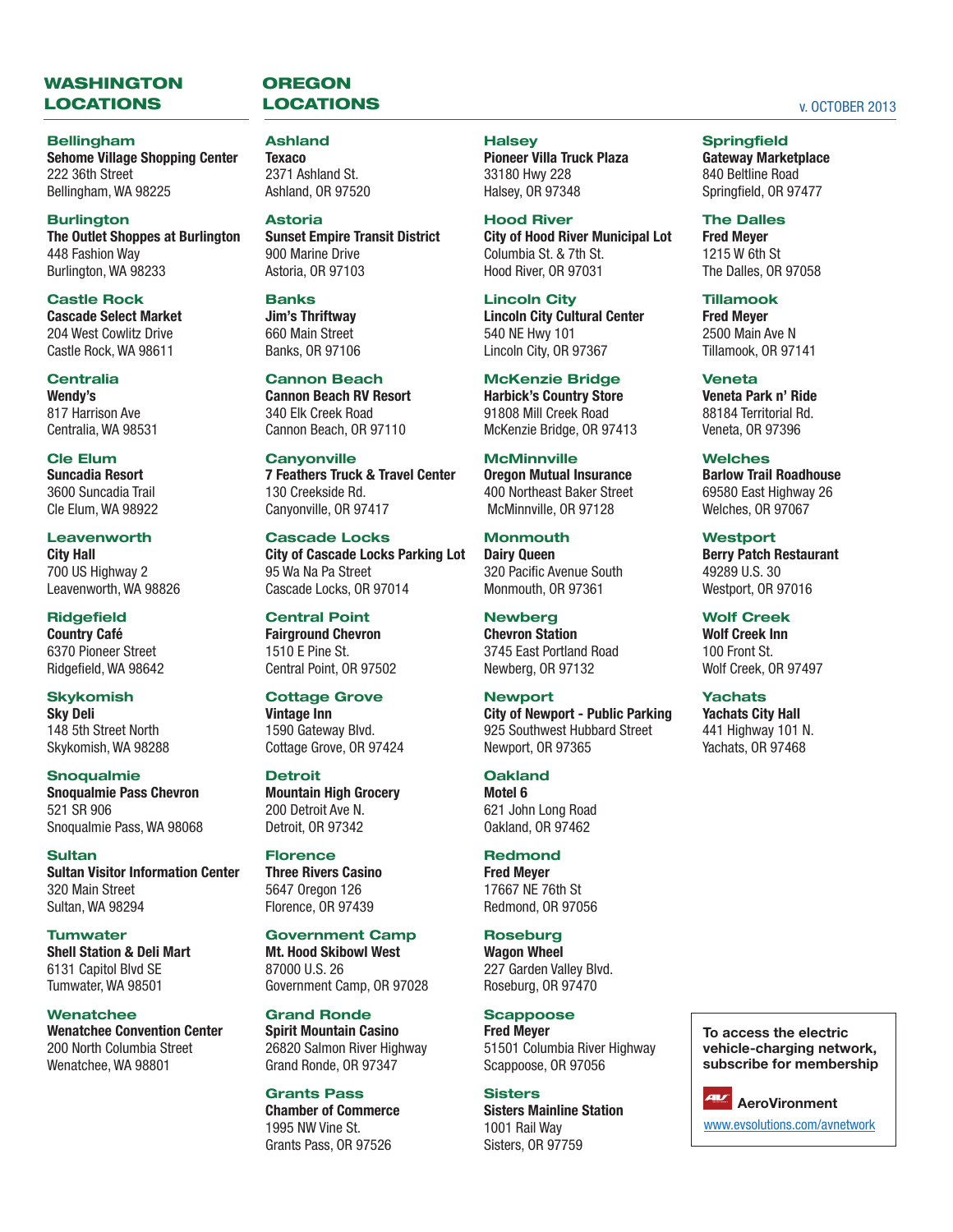v. OCTOBER 2013

## WASHINGTON LOCATIONS

### Bellingham
**Sehome Village Shopping Center**
222 36th Street
Bellingham, WA 98225

### Burlington
**The Outlet Shoppes at Burlington**
448 Fashion Way
Burlington, WA 98233

### Castle Rock
**Cascade Select Market**
204 West Cowlitz Drive
Castle Rock, WA 98611

### Centralia
**Wendy's**
817 Harrison Ave
Centralia, WA 98531

### Cle Elum
**Suncadia Resort**
3600 Suncadia Trail
Cle Elum, WA 98922

### Leavenworth
**City Hall**
700 US Highway 2
Leavenworth, WA 98826

### Ridgefield
**Country Café**
6370 Pioneer Street
Ridgefield, WA 98642

### Skykomish
**Sky Deli**
148 5th Street North
Skykomish, WA 98288

### Snoqualmie
**Snoqualmie Pass Chevron**
521 SR 906
Snoqualmie Pass, WA 98068

### Sultan
**Sultan Visitor Information Center**
320 Main Street
Sultan, WA 98294

### Tumwater
**Shell Station & Deli Mart**
6131 Capitol Blvd SE
Tumwater, WA 98501

### Wenatchee
**Wenatchee Convention Center**
200 North Columbia Street
Wenatchee, WA 98801

## OREGON LOCATIONS

### Ashland
**Texaco**
2371 Ashland St.
Ashland, OR 97520

### Astoria
**Sunset Empire Transit District**
900 Marine Drive
Astoria, OR 97103

### Banks
**Jim's Thriftway**
660 Main Street
Banks, OR 97106

### Cannon Beach
**Cannon Beach RV Resort**
340 Elk Creek Road
Cannon Beach, OR 97110

### Canyonville
**7 Feathers Truck & Travel Center**
130 Creekside Rd.
Canyonville, OR 97417

### Cascade Locks
**City of Cascade Locks Parking Lot**
95 Wa Na Pa Street
Cascade Locks, OR 97014

### Central Point
**Fairground Chevron**
1510 E Pine St.
Central Point, OR 97502

### Cottage Grove
**Vintage Inn**
1590 Gateway Blvd.
Cottage Grove, OR 97424

### Detroit
**Mountain High Grocery**
200 Detroit Ave N.
Detroit, OR 97342

### Florence
**Three Rivers Casino**
5647 Oregon 126
Florence, OR 97439

### Government Camp
**Mt. Hood Skibowl West**
87000 U.S. 26
Government Camp, OR 97028

### Grand Ronde
**Spirit Mountain Casino**
26820 Salmon River Highway
Grand Ronde, OR 97347

### Grants Pass
**Chamber of Commerce**
1995 NW Vine St.
Grants Pass, OR 97526

### Halsey
**Pioneer Villa Truck Plaza**
33180 Hwy 228
Halsey, OR 97348

### Hood River
**City of Hood River Municipal Lot**
Columbia St. & 7th St.
Hood River, OR 97031

### Lincoln City
**Lincoln City Cultural Center**
540 NE Hwy 101
Lincoln City, OR 97367

### McKenzie Bridge
**Harbick's Country Store**
91808 Mill Creek Road
McKenzie Bridge, OR 97413

### McMinnville
**Oregon Mutual Insurance**
400 Northeast Baker Street
McMinnville, OR 97128

### Monmouth
**Dairy Queen**
320 Pacific Avenue South
Monmouth, OR 97361

### Newberg
**Chevron Station**
3745 East Portland Road
Newberg, OR 97132

### Newport
**City of Newport - Public Parking**
925 Southwest Hubbard Street
Newport, OR 97365

### Oakland
**Motel 6**
621 John Long Road
Oakland, OR 97462

### Redmond
**Fred Meyer**
17667 NE 76th St
Redmond, OR 97056

### Roseburg
**Wagon Wheel**
227 Garden Valley Blvd.
Roseburg, OR 97470

### Scappoose
**Fred Meyer**
51501 Columbia River Highway
Scappoose, OR 97056

### Sisters
**Sisters Mainline Station**
1001 Rail Way
Sisters, OR 97759

### Springfield
**Gateway Marketplace**
840 Beltline Road
Springfield, OR 97477

### The Dalles
**Fred Meyer**
1215 W 6th St
The Dalles, OR 97058

### Tillamook
**Fred Meyer**
2500 Main Ave N
Tillamook, OR 97141

### Veneta
**Veneta Park n' Ride**
88184 Territorial Rd.
Veneta, OR 97396

### Welches
**Barlow Trail Roadhouse**
69580 East Highway 26
Welches, OR 97067

### Westport
**Berry Patch Restaurant**
49289 U.S. 30
Westport, OR 97016

### Wolf Creek
**Wolf Creek Inn**
100 Front St.
Wolf Creek, OR 97497

### Yachats
**Yachats City Hall**
441 Highway 101 N.
Yachats, OR 97468

**To access the electric vehicle-charging network, subscribe for membership**

**AeroVironment**

www.evsolutions.com/avnetwork